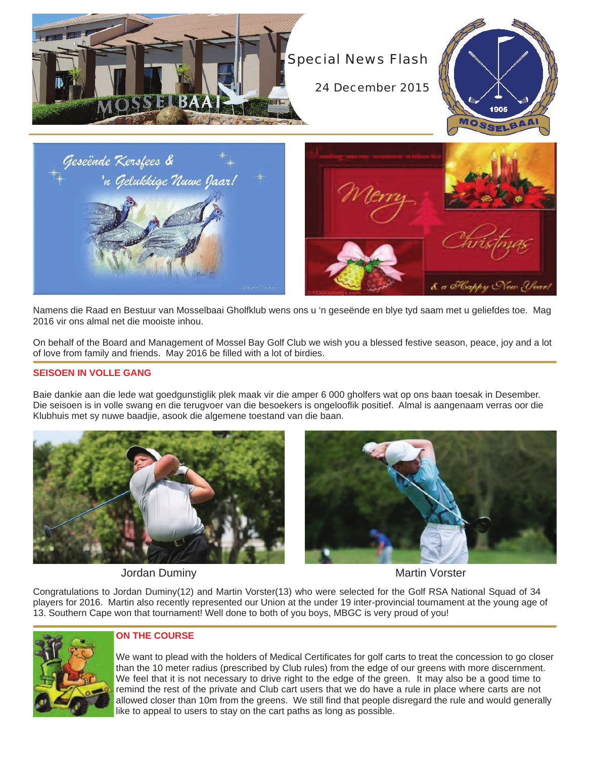Special News Flash

24 December 2015

Namens die Raad en Bestuur van Mosselbaai Gholfklub wens ons u 'n geseënde en blye tyd saam met u geliefdes toe. Mag 2016 vir ons almal net die mooiste inhou.

On behalf of the Board and Management of Mossel Bay Golf Club we wish you a blessed festive season, peace, joy and a lot of love from family and friends. May 2016 be filled with a lot of birdies.

## SEISOEN IN VOLLE GANG

Baie dankie aan die lede wat goedgunstiglik plek maak vir die amper 6 000 gholfers wat op ons baan toesak in Desember. Die seisoen is in volle swang en die terugvoer van die besoekers is ongelooflik positief. Almal is aangenaam verras oor die Klubhuis met sy nuwe baadjie, asook die algemene toestand van die baan.

Jordan Duminy

Martin Vorster

Congratulations to Jordan Duminy(12) and Martin Vorster(13) who were selected for the Golf RSA National Squad of 34 players for 2016. Martin also recently represented our Union at the under 19 inter-provincial tournament at the young age of 13. Southern Cape won that tournament! Well done to both of you boys, MBGC is very proud of you!

## ON THE COURSE

We want to plead with the holders of Medical Certificates for golf carts to treat the concession to go closer than the 10 meter radius (prescribed by Club rules) from the edge of our greens with more discernment. We feel that it is not necessary to drive right to the edge of the green. It may also be a good time to remind the rest of the private and Club cart users that we do have a rule in place where carts are not allowed closer than 10m from the greens. We still find that people disregard the rule and would generally like to appeal to users to stay on the cart paths as long as possible.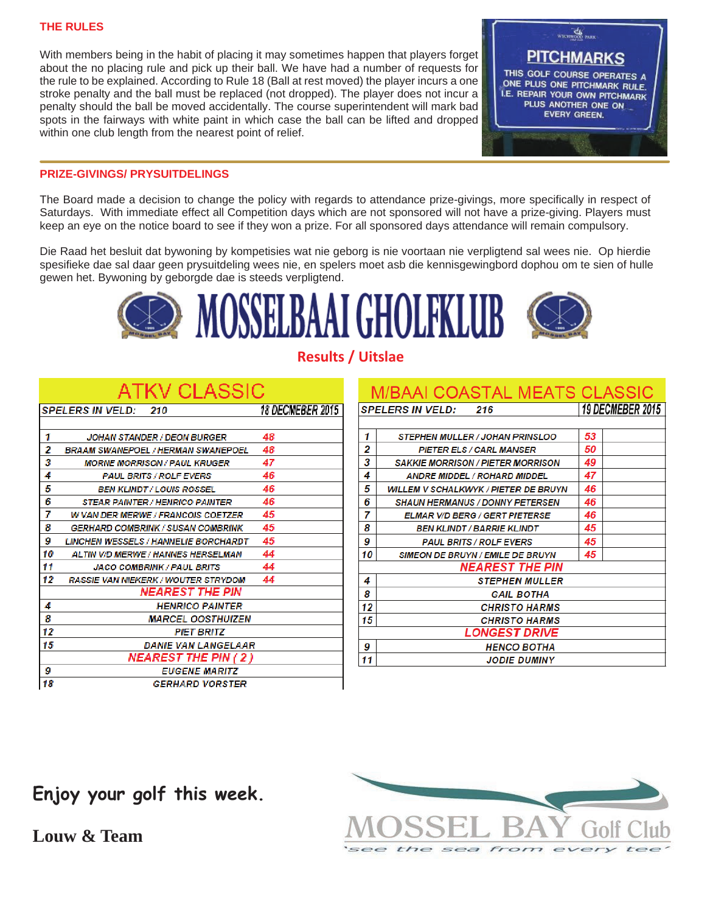## THE RULES

With members being in the habit of placing it may sometimes happen that players forget about the no placing rule and pick up their ball. We have had a number of requests for the rule to be explained. According to Rule 18 (Ball at rest moved) the player incurs a one stroke penalty and the ball must be replaced (not dropped). The player does not incur a penalty should the ball be moved accidentally. The course superintendent will mark bad spots in the fairways with white paint in which case the ball can be lifted and dropped within one club length from the nearest point of relief.

PITCHMARKS

THIS GOLF COURSE OPERATES A ONE PLUS ONE PITCHMARK RULE. I.E. REPAIR YOUR OWN PITCHMARK PLUS ANOTHER ONE ON EVERY GREEN.

## PRIZE-GIVINGS/ PRYSUITDELINGS

The Board made a decision to change the policy with regards to attendance prize-givings, more specifically in respect of Saturdays. With immediate effect all Competition days which are not sponsored will not have a prize-giving. Players must keep an eye on the notice board to see if they won a prize. For all sponsored days attendance will remain compulsory.

Die Raad het besluit dat bywoning by kompetisies wat nie geborg is nie voortaan nie verpligtend sal wees nie. Op hierdie spesifieke dae sal daar geen prysuitdeling wees nie, en spelers moet asb die kennisgewingbord dophou om te sien of hulle gewen het. Bywoning by geborgde dae is steeds verpligtend.

# MOSSELBAAI GHOLFKLUB

## Results / Uitslae

### ATKV CLASSIC

| SPELERS IN VELD: 210 | | 18 DECMEBER 2015 |
|---|---|---|
| 1 | JOHAN STANDER / DEON BURGER | 48 |
| 2 | BRAAM SWANEPOEL / HERMAN SWANEPOEL | 48 |
| 3 | MORNE MORRISON / PAUL KRUGER | 47 |
| 4 | PAUL BRITS / ROLF EVERS | 46 |
| 5 | BEN KLINDT / LOUIS ROSSEL | 46 |
| 6 | STEAR PAINTER / HENRICO PAINTER | 46 |
| 7 | W VAN DER MERWE / FRANCOIS COETZER | 45 |
| 8 | GERHARD COMBRINK / SUSAN COMBRINK | 45 |
| 9 | LINCHEN WESSELS / HANNELIE BORCHARDT | 45 |
| 10 | ALTIN V/D MERWE / HANNES HERSELMAN | 44 |
| 11 | JACO COMBRINK / PAUL BRITS | 44 |
| 12 | RASSIE VAN NIEKERK / WOUTER STRYDOM | 44 |
| | NEAREST THE PIN | |
| 4 | HENRICO PAINTER | |
| 8 | MARCEL OOSTHUIZEN | |
| 12 | PIET BRITZ | |
| 15 | DANIE VAN LANGELAAR | |
| | NEAREST THE PIN ( 2 ) | |
| 9 | EUGENE MARITZ | |
| 18 | GERHARD VORSTER | |

### M/BAAI COASTAL MEATS CLASSIC

| SPELERS IN VELD: 216 | | 19 DECMEBER 2015 |
|---|---|---|
| 1 | STEPHEN MULLER / JOHAN PRINSLOO | 53 |
| 2 | PIETER ELS / CARL MANSER | 50 |
| 3 | SAKKIE MORRISON / PIETER MORRISON | 49 |
| 4 | ANDRE MIDDEL / ROHARD MIDDEL | 47 |
| 5 | WILLEM V SCHALKWYK / PIETER DE BRUYN | 46 |
| 6 | SHAUN HERMANUS / DONNY PETERSEN | 46 |
| 7 | ELMAR V/D BERG / GERT PIETERSE | 46 |
| 8 | BEN KLINDT / BARRIE KLINDT | 45 |
| 9 | PAUL BRITS / ROLF EVERS | 45 |
| 10 | SIMEON DE BRUYN / EMILE DE BRUYN | 45 |
| | NEAREST THE PIN | |
| 4 | STEPHEN MULLER | |
| 8 | GAIL BOTHA | |
| 12 | CHRISTO HARMS | |
| 15 | CHRISTO HARMS | |
| | LONGEST DRIVE | |
| 9 | HENCO BOTHA | |
| 11 | JODIE DUMINY | |

**Enjoy your golf this week.**

**Louw & Team**

MOSSEL BAY Golf Club
'see the sea from every tee'